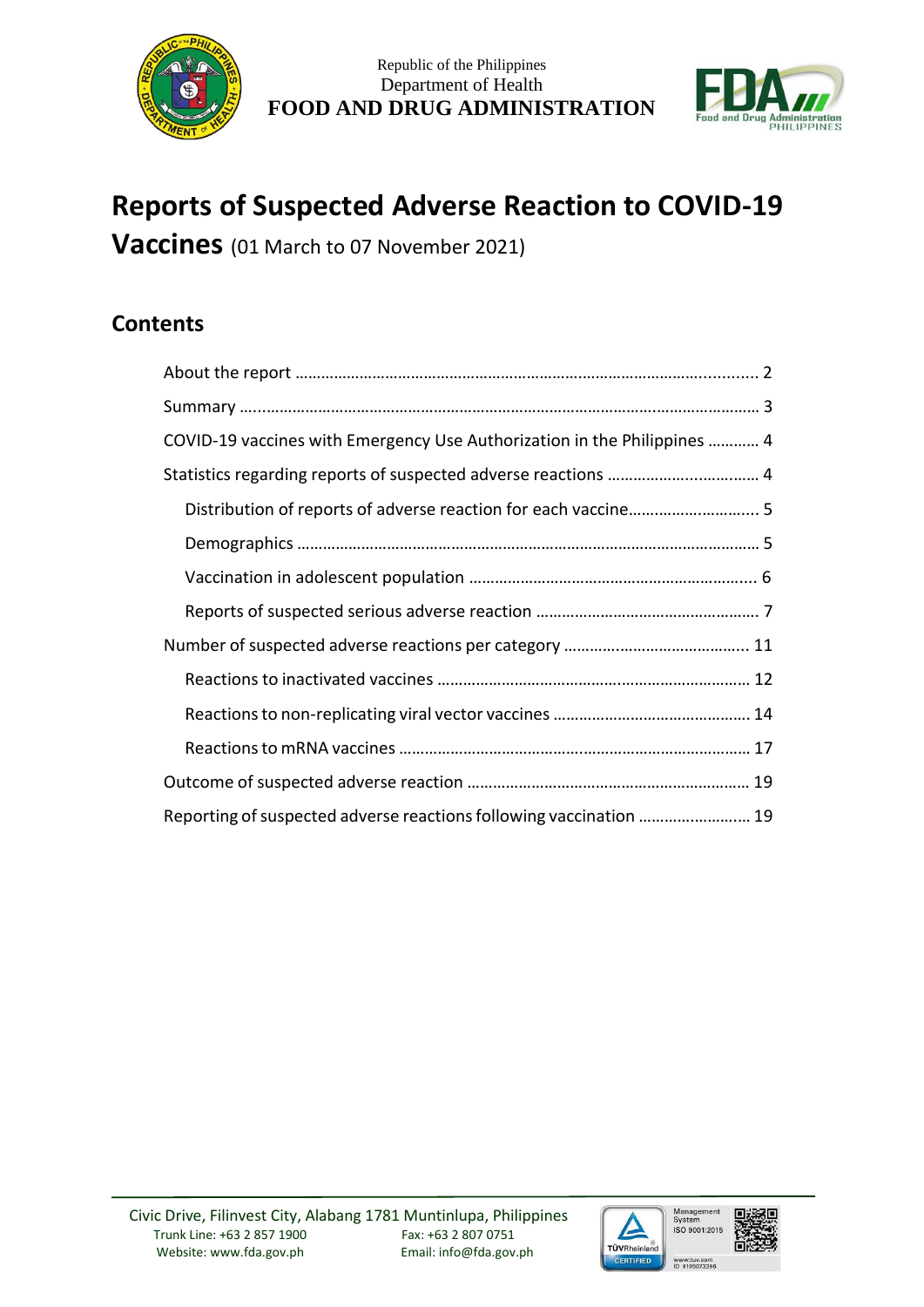Republic of the Philippines
Department of Health
**FOOD AND DRUG ADMINISTRATION**

# Reports of Suspected Adverse Reaction to COVID-19 Vaccines (01 March to 07 November 2021)

## Contents

- About the report ........................................................................................................ 2
- Summary ...................................................................................................................... 3
- COVID-19 vaccines with Emergency Use Authorization in the Philippines ............ 4
- Statistics regarding reports of suspected adverse reactions ................................... 4
  - Distribution of reports of adverse reaction for each vaccine................................ 5
  - Demographics .......................................................................................................... 5
  - Vaccination in adolescent population ................................................................... 6
  - Reports of suspected serious adverse reaction ..................................................... 7
- Number of suspected adverse reactions per category .......................................... 11
  - Reactions to inactivated vaccines ........................................................................ 12
  - Reactions to non-replicating viral vector vaccines ............................................. 14
  - Reactions to mRNA vaccines ................................................................................. 17
- Outcome of suspected adverse reaction ................................................................. 19
- Reporting of suspected adverse reactions following vaccination ......................... 19

Civic Drive, Filinvest City, Alabang 1781 Muntinlupa, Philippines
Trunk Line: +63 2 857 1900 Fax: +63 2 807 0751
Website: www.fda.gov.ph Email: info@fda.gov.ph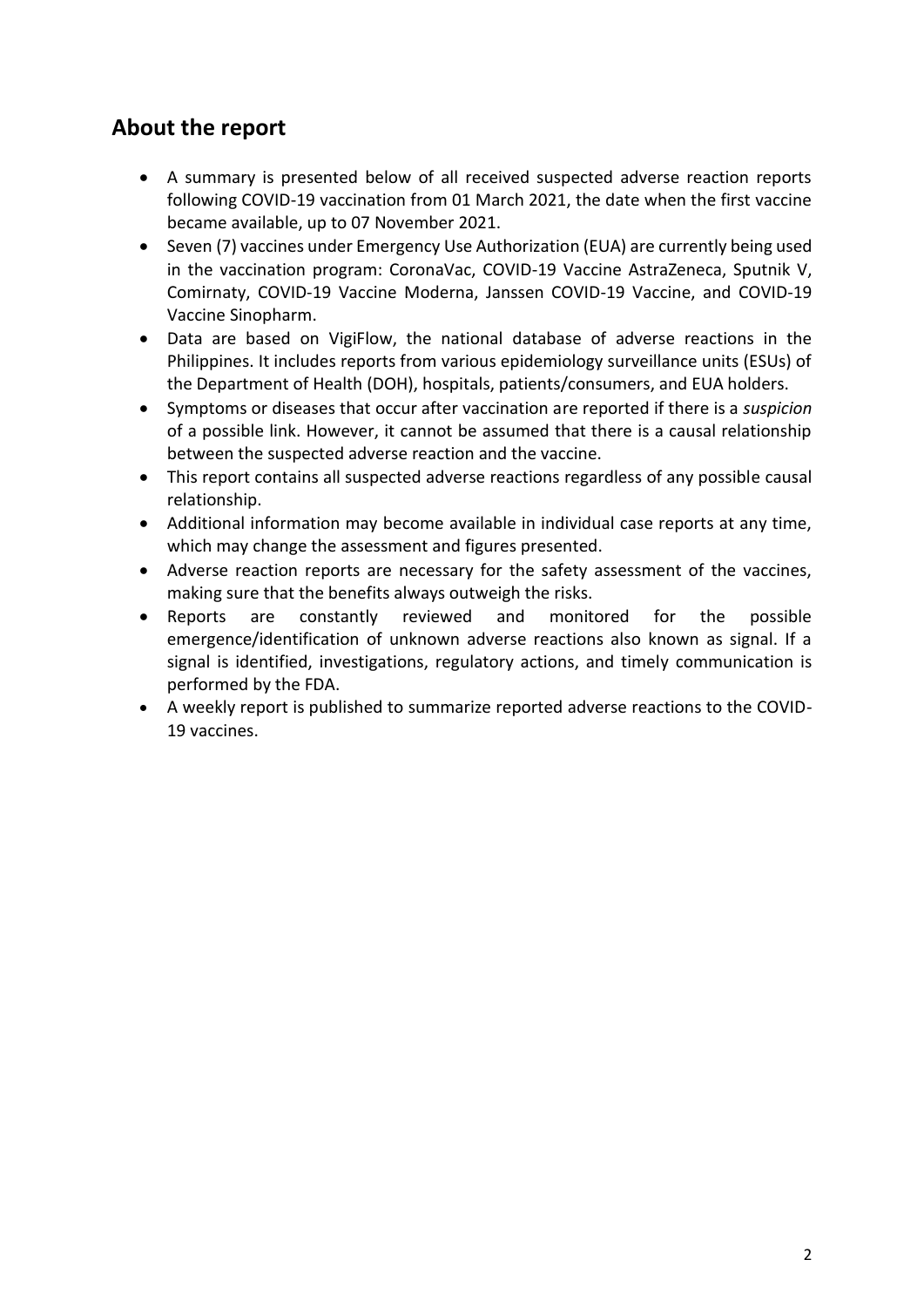## About the report

- A summary is presented below of all received suspected adverse reaction reports following COVID-19 vaccination from 01 March 2021, the date when the first vaccine became available, up to 07 November 2021.
- Seven (7) vaccines under Emergency Use Authorization (EUA) are currently being used in the vaccination program: CoronaVac, COVID-19 Vaccine AstraZeneca, Sputnik V, Comirnaty, COVID-19 Vaccine Moderna, Janssen COVID-19 Vaccine, and COVID-19 Vaccine Sinopharm.
- Data are based on VigiFlow, the national database of adverse reactions in the Philippines. It includes reports from various epidemiology surveillance units (ESUs) of the Department of Health (DOH), hospitals, patients/consumers, and EUA holders.
- Symptoms or diseases that occur after vaccination are reported if there is a *suspicion* of a possible link. However, it cannot be assumed that there is a causal relationship between the suspected adverse reaction and the vaccine.
- This report contains all suspected adverse reactions regardless of any possible causal relationship.
- Additional information may become available in individual case reports at any time, which may change the assessment and figures presented.
- Adverse reaction reports are necessary for the safety assessment of the vaccines, making sure that the benefits always outweigh the risks.
- Reports are constantly reviewed and monitored for the possible emergence/identification of unknown adverse reactions also known as signal. If a signal is identified, investigations, regulatory actions, and timely communication is performed by the FDA.
- A weekly report is published to summarize reported adverse reactions to the COVID-19 vaccines.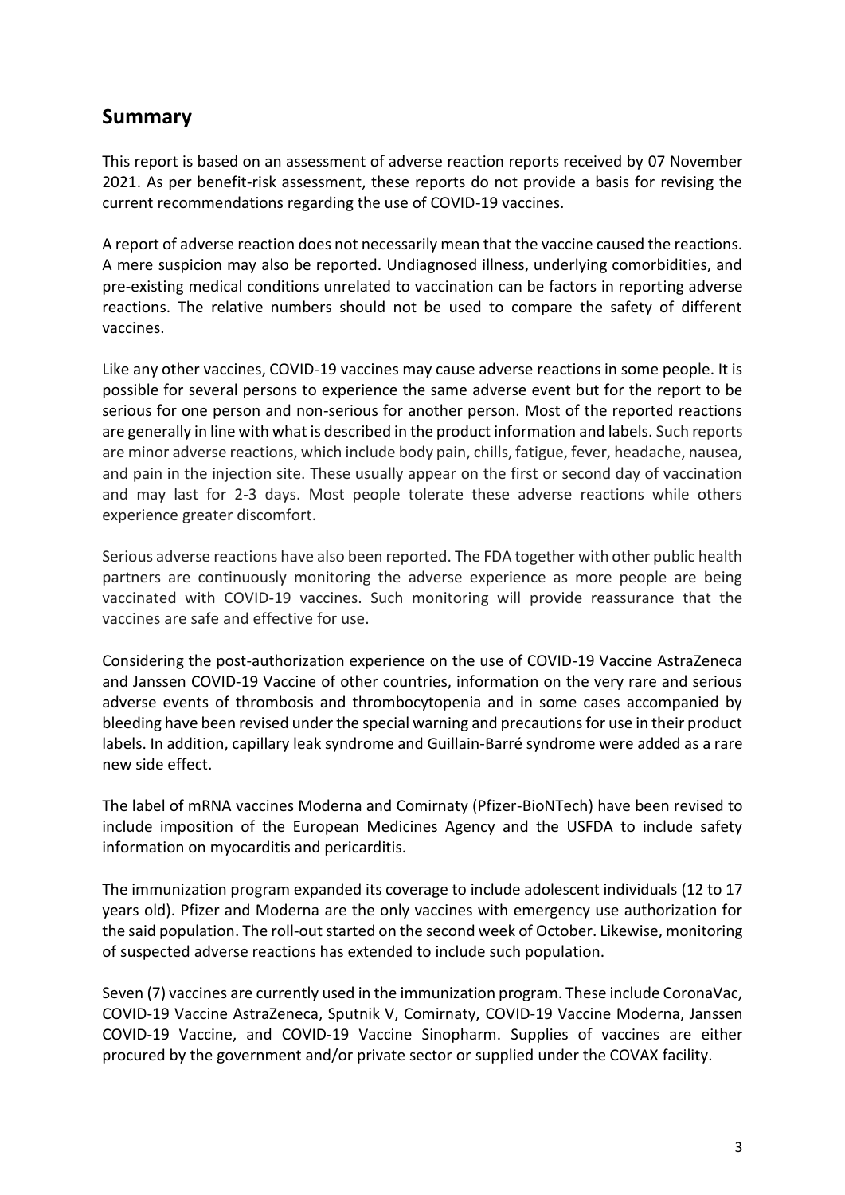## Summary

This report is based on an assessment of adverse reaction reports received by 07 November 2021. As per benefit-risk assessment, these reports do not provide a basis for revising the current recommendations regarding the use of COVID-19 vaccines.

A report of adverse reaction does not necessarily mean that the vaccine caused the reactions. A mere suspicion may also be reported. Undiagnosed illness, underlying comorbidities, and pre-existing medical conditions unrelated to vaccination can be factors in reporting adverse reactions. The relative numbers should not be used to compare the safety of different vaccines.

Like any other vaccines, COVID-19 vaccines may cause adverse reactions in some people. It is possible for several persons to experience the same adverse event but for the report to be serious for one person and non-serious for another person. Most of the reported reactions are generally in line with what is described in the product information and labels. Such reports are minor adverse reactions, which include body pain, chills, fatigue, fever, headache, nausea, and pain in the injection site. These usually appear on the first or second day of vaccination and may last for 2-3 days. Most people tolerate these adverse reactions while others experience greater discomfort.

Serious adverse reactions have also been reported. The FDA together with other public health partners are continuously monitoring the adverse experience as more people are being vaccinated with COVID-19 vaccines. Such monitoring will provide reassurance that the vaccines are safe and effective for use.

Considering the post-authorization experience on the use of COVID-19 Vaccine AstraZeneca and Janssen COVID-19 Vaccine of other countries, information on the very rare and serious adverse events of thrombosis and thrombocytopenia and in some cases accompanied by bleeding have been revised under the special warning and precautions for use in their product labels. In addition, capillary leak syndrome and Guillain-Barré syndrome were added as a rare new side effect.

The label of mRNA vaccines Moderna and Comirnaty (Pfizer-BioNTech) have been revised to include imposition of the European Medicines Agency and the USFDA to include safety information on myocarditis and pericarditis.

The immunization program expanded its coverage to include adolescent individuals (12 to 17 years old). Pfizer and Moderna are the only vaccines with emergency use authorization for the said population. The roll-out started on the second week of October. Likewise, monitoring of suspected adverse reactions has extended to include such population.

Seven (7) vaccines are currently used in the immunization program. These include CoronaVac, COVID-19 Vaccine AstraZeneca, Sputnik V, Comirnaty, COVID-19 Vaccine Moderna, Janssen COVID-19 Vaccine, and COVID-19 Vaccine Sinopharm. Supplies of vaccines are either procured by the government and/or private sector or supplied under the COVAX facility.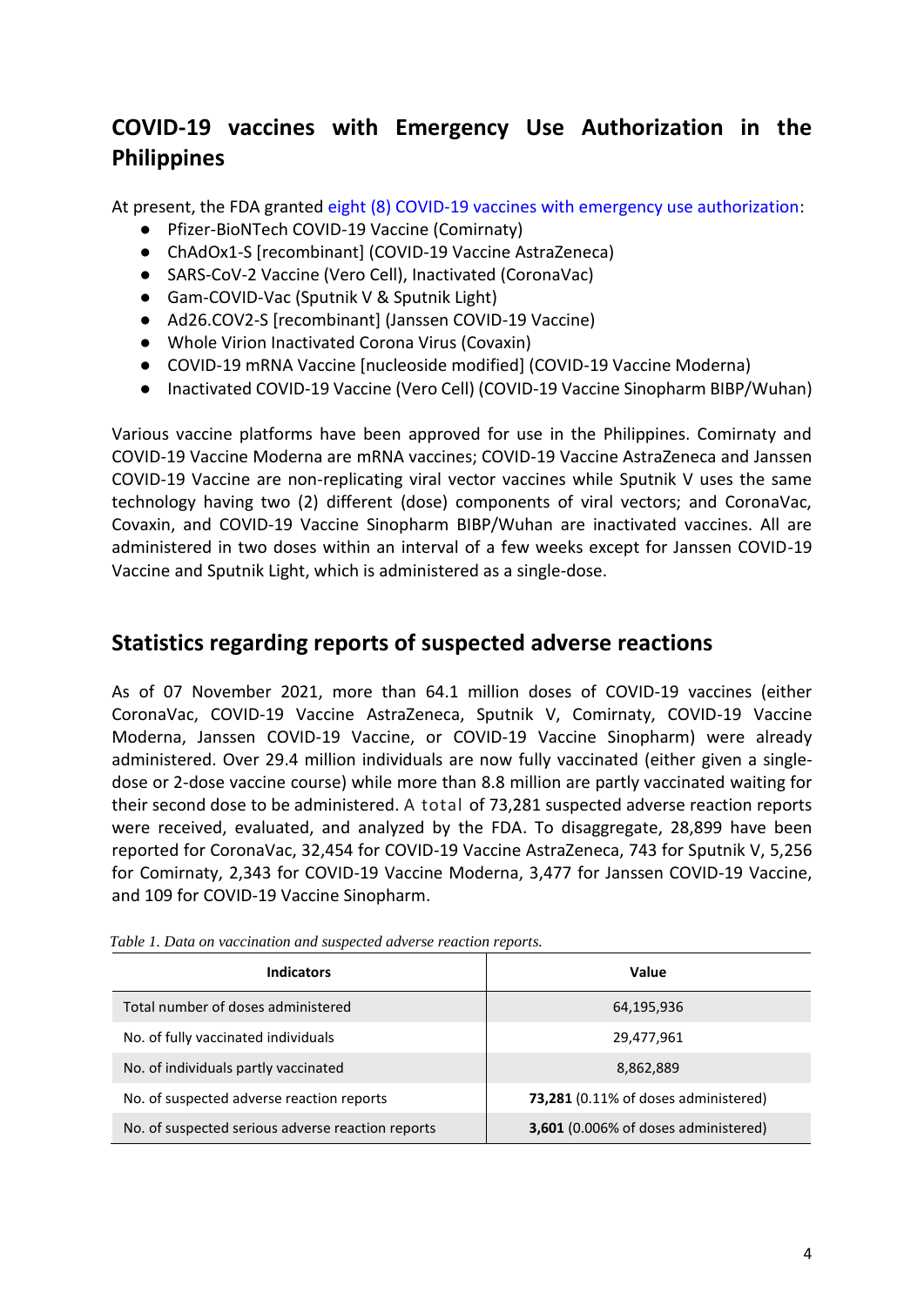## COVID-19 vaccines with Emergency Use Authorization in the Philippines

At present, the FDA granted eight (8) COVID-19 vaccines with emergency use authorization:

- Pfizer-BioNTech COVID-19 Vaccine (Comirnaty)
- ChAdOx1-S [recombinant] (COVID-19 Vaccine AstraZeneca)
- SARS-CoV-2 Vaccine (Vero Cell), Inactivated (CoronaVac)
- Gam-COVID-Vac (Sputnik V & Sputnik Light)
- Ad26.COV2-S [recombinant] (Janssen COVID-19 Vaccine)
- Whole Virion Inactivated Corona Virus (Covaxin)
- COVID-19 mRNA Vaccine [nucleoside modified] (COVID-19 Vaccine Moderna)
- Inactivated COVID-19 Vaccine (Vero Cell) (COVID-19 Vaccine Sinopharm BIBP/Wuhan)

Various vaccine platforms have been approved for use in the Philippines. Comirnaty and COVID-19 Vaccine Moderna are mRNA vaccines; COVID-19 Vaccine AstraZeneca and Janssen COVID-19 Vaccine are non-replicating viral vector vaccines while Sputnik V uses the same technology having two (2) different (dose) components of viral vectors; and CoronaVac, Covaxin, and COVID-19 Vaccine Sinopharm BIBP/Wuhan are inactivated vaccines. All are administered in two doses within an interval of a few weeks except for Janssen COVID-19 Vaccine and Sputnik Light, which is administered as a single-dose.

## Statistics regarding reports of suspected adverse reactions

As of 07 November 2021, more than 64.1 million doses of COVID-19 vaccines (either CoronaVac, COVID-19 Vaccine AstraZeneca, Sputnik V, Comirnaty, COVID-19 Vaccine Moderna, Janssen COVID-19 Vaccine, or COVID-19 Vaccine Sinopharm) were already administered. Over 29.4 million individuals are now fully vaccinated (either given a single-dose or 2-dose vaccine course) while more than 8.8 million are partly vaccinated waiting for their second dose to be administered. A total of 73,281 suspected adverse reaction reports were received, evaluated, and analyzed by the FDA. To disaggregate, 28,899 have been reported for CoronaVac, 32,454 for COVID-19 Vaccine AstraZeneca, 743 for Sputnik V, 5,256 for Comirnaty, 2,343 for COVID-19 Vaccine Moderna, 3,477 for Janssen COVID-19 Vaccine, and 109 for COVID-19 Vaccine Sinopharm.

*Table 1. Data on vaccination and suspected adverse reaction reports.*

| Indicators | Value |
|---|---|
| Total number of doses administered | 64,195,936 |
| No. of fully vaccinated individuals | 29,477,961 |
| No. of individuals partly vaccinated | 8,862,889 |
| No. of suspected adverse reaction reports | **73,281** (0.11% of doses administered) |
| No. of suspected serious adverse reaction reports | **3,601** (0.006% of doses administered) |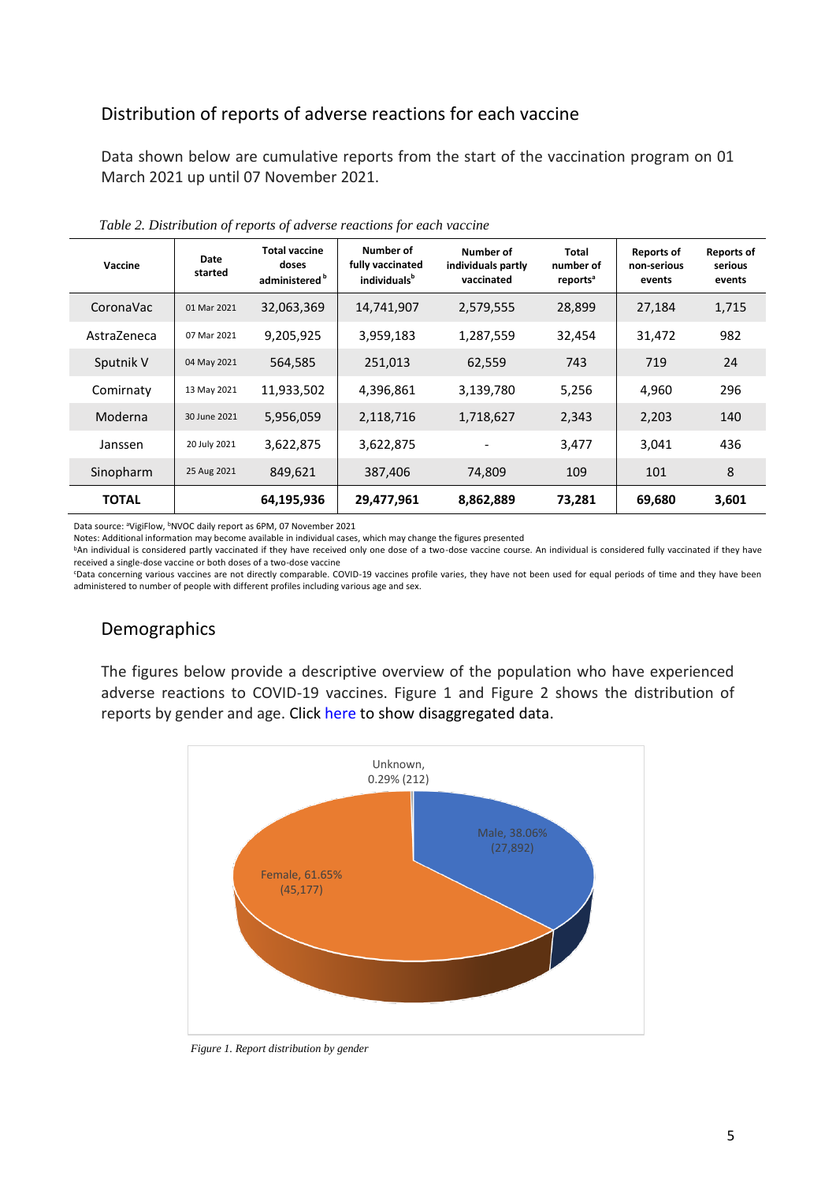## Distribution of reports of adverse reactions for each vaccine

Data shown below are cumulative reports from the start of the vaccination program on 01 March 2021 up until 07 November 2021.

*Table 2. Distribution of reports of adverse reactions for each vaccine*

| Vaccine | Date started | Total vaccine doses administered[b] | Number of fully vaccinated individuals[b] | Number of individuals partly vaccinated | Total number of reports[a] | Reports of non-serious events | Reports of serious events |
|---|---|---|---|---|---|---|---|
| CoronaVac | 01 Mar 2021 | 32,063,369 | 14,741,907 | 2,579,555 | 28,899 | 27,184 | 1,715 |
| AstraZeneca | 07 Mar 2021 | 9,205,925 | 3,959,183 | 1,287,559 | 32,454 | 31,472 | 982 |
| Sputnik V | 04 May 2021 | 564,585 | 251,013 | 62,559 | 743 | 719 | 24 |
| Comirnaty | 13 May 2021 | 11,933,502 | 4,396,861 | 3,139,780 | 5,256 | 4,960 | 296 |
| Moderna | 30 June 2021 | 5,956,059 | 2,118,716 | 1,718,627 | 2,343 | 2,203 | 140 |
| Janssen | 20 July 2021 | 3,622,875 | 3,622,875 | - | 3,477 | 3,041 | 436 |
| Sinopharm | 25 Aug 2021 | 849,621 | 387,406 | 74,809 | 109 | 101 | 8 |
| **TOTAL** | | **64,195,936** | **29,477,961** | **8,862,889** | **73,281** | **69,680** | **3,601** |

Data source: [a]VigiFlow, [b]NVOC daily report as 6PM, 07 November 2021

Notes: Additional information may become available in individual cases, which may change the figures presented

[b]An individual is considered partly vaccinated if they have received only one dose of a two-dose vaccine course. An individual is considered fully vaccinated if they have received a single-dose vaccine or both doses of a two-dose vaccine

[c]Data concerning various vaccines are not directly comparable. COVID-19 vaccines profile varies, they have not been used for equal periods of time and they have been administered to number of people with different profiles including various age and sex.

## Demographics

The figures below provide a descriptive overview of the population who have experienced adverse reactions to COVID-19 vaccines. Figure 1 and Figure 2 shows the distribution of reports by gender and age. Click here to show disaggregated data.

Unknown, 0.29% (212)

Male, 38.06% (27,892)

Female, 61.65% (45,177)

*Figure 1. Report distribution by gender*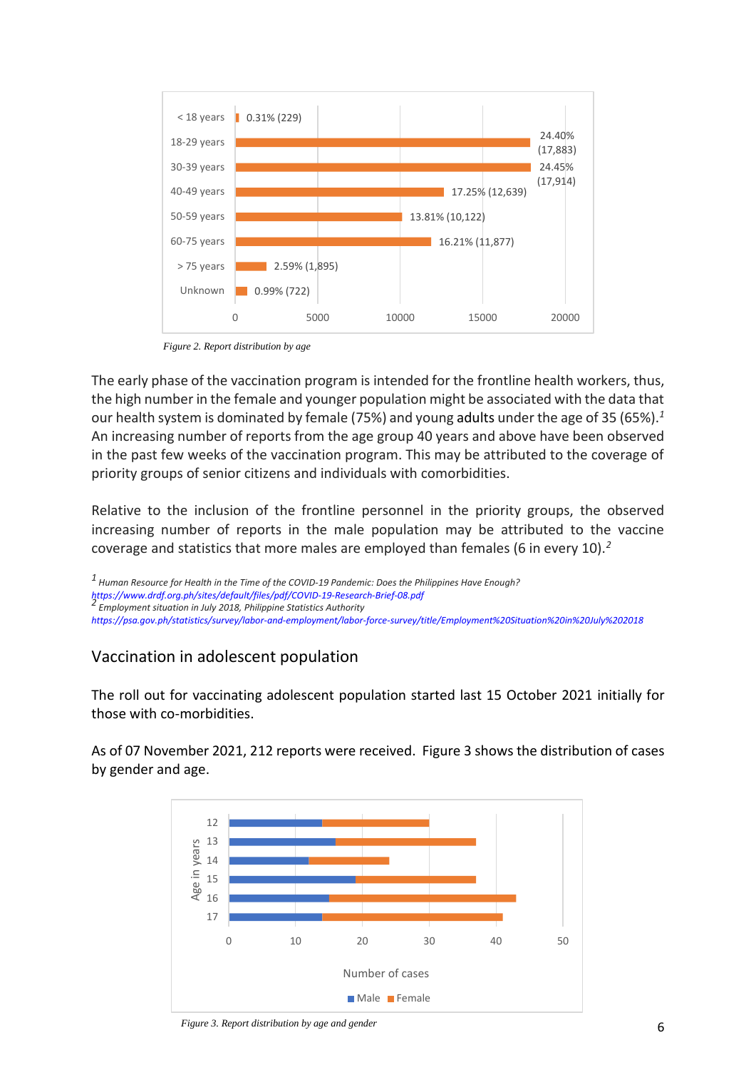Figure 2. Report distribution by age

The early phase of the vaccination program is intended for the frontline health workers, thus, the high number in the female and younger population might be associated with the data that our health system is dominated by female (75%) and young adults under the age of 35 (65%).[1] An increasing number of reports from the age group 40 years and above have been observed in the past few weeks of the vaccination program. This may be attributed to the coverage of priority groups of senior citizens and individuals with comorbidities.

Relative to the inclusion of the frontline personnel in the priority groups, the observed increasing number of reports in the male population may be attributed to the vaccine coverage and statistics that more males are employed than females (6 in every 10).[2]

[1] *Human Resource for Health in the Time of the COVID-19 Pandemic: Does the Philippines Have Enough?*
*https://www.drdf.org.ph/sites/default/files/pdf/COVID-19-Research-Brief-08.pdf*
[2] *Employment situation in July 2018, Philippine Statistics Authority*
*https://psa.gov.ph/statistics/survey/labor-and-employment/labor-force-survey/title/Employment%20Situation%20in%20July%202018*

## Vaccination in adolescent population

The roll out for vaccinating adolescent population started last 15 October 2021 initially for those with co-morbidities.

As of 07 November 2021, 212 reports were received. Figure 3 shows the distribution of cases by gender and age.

Figure 3. Report distribution by age and gender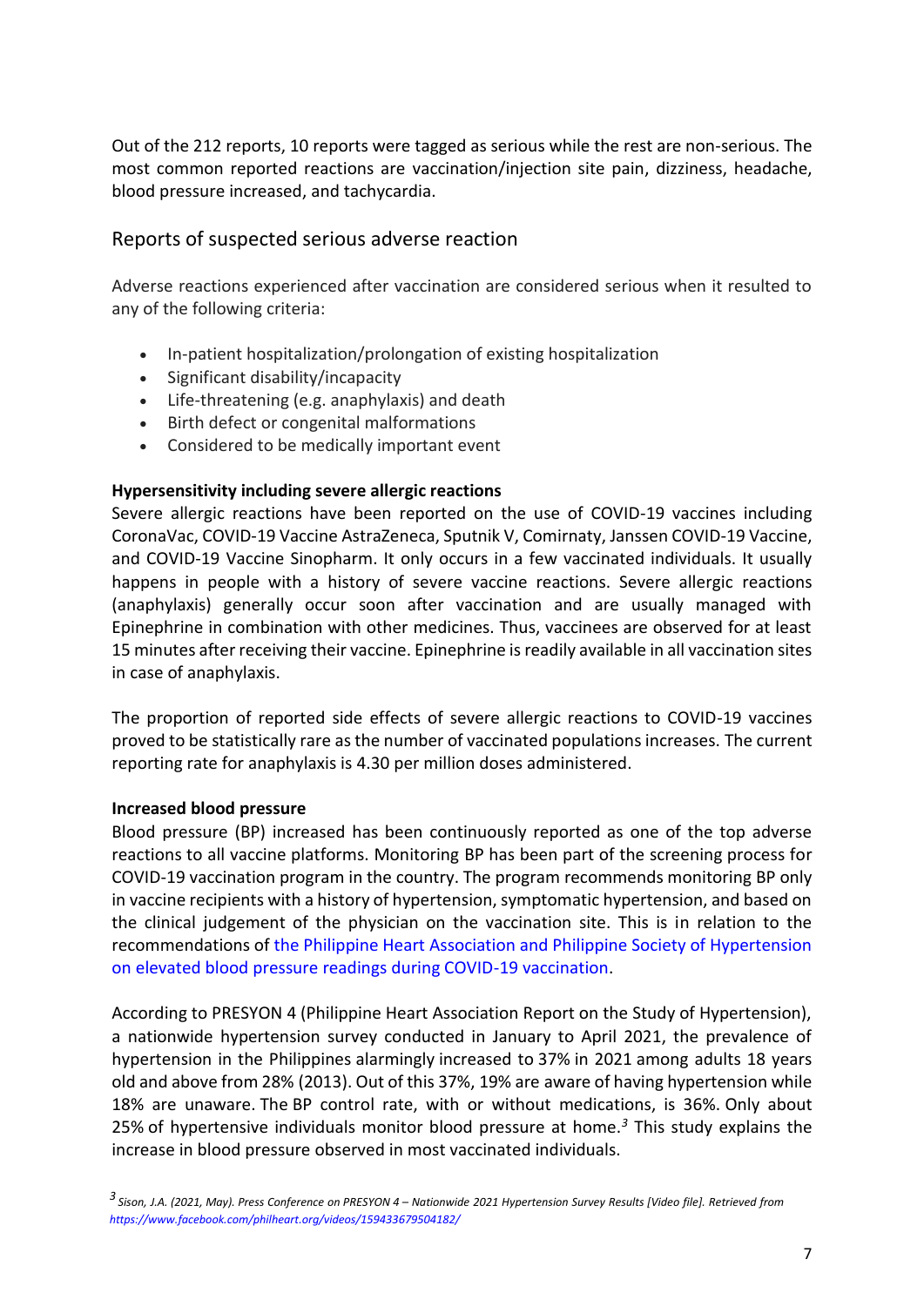Out of the 212 reports, 10 reports were tagged as serious while the rest are non-serious. The most common reported reactions are vaccination/injection site pain, dizziness, headache, blood pressure increased, and tachycardia.

## Reports of suspected serious adverse reaction

Adverse reactions experienced after vaccination are considered serious when it resulted to any of the following criteria:

- In-patient hospitalization/prolongation of existing hospitalization
- Significant disability/incapacity
- Life-threatening (e.g. anaphylaxis) and death
- Birth defect or congenital malformations
- Considered to be medically important event

**Hypersensitivity including severe allergic reactions**

Severe allergic reactions have been reported on the use of COVID-19 vaccines including CoronaVac, COVID-19 Vaccine AstraZeneca, Sputnik V, Comirnaty, Janssen COVID-19 Vaccine, and COVID-19 Vaccine Sinopharm. It only occurs in a few vaccinated individuals. It usually happens in people with a history of severe vaccine reactions. Severe allergic reactions (anaphylaxis) generally occur soon after vaccination and are usually managed with Epinephrine in combination with other medicines. Thus, vaccinees are observed for at least 15 minutes after receiving their vaccine. Epinephrine is readily available in all vaccination sites in case of anaphylaxis.

The proportion of reported side effects of severe allergic reactions to COVID-19 vaccines proved to be statistically rare as the number of vaccinated populations increases. The current reporting rate for anaphylaxis is 4.30 per million doses administered.

**Increased blood pressure**

Blood pressure (BP) increased has been continuously reported as one of the top adverse reactions to all vaccine platforms. Monitoring BP has been part of the screening process for COVID-19 vaccination program in the country. The program recommends monitoring BP only in vaccine recipients with a history of hypertension, symptomatic hypertension, and based on the clinical judgement of the physician on the vaccination site. This is in relation to the recommendations of the Philippine Heart Association and Philippine Society of Hypertension on elevated blood pressure readings during COVID-19 vaccination.

According to PRESYON 4 (Philippine Heart Association Report on the Study of Hypertension), a nationwide hypertension survey conducted in January to April 2021, the prevalence of hypertension in the Philippines alarmingly increased to 37% in 2021 among adults 18 years old and above from 28% (2013). Out of this 37%, 19% are aware of having hypertension while 18% are unaware. The BP control rate, with or without medications, is 36%. Only about 25% of hypertensive individuals monitor blood pressure at home.[3] This study explains the increase in blood pressure observed in most vaccinated individuals.

[3] *Sison, J.A. (2021, May). Press Conference on PRESYON 4 – Nationwide 2021 Hypertension Survey Results [Video file]. Retrieved from https://www.facebook.com/philheart.org/videos/159433679504182/*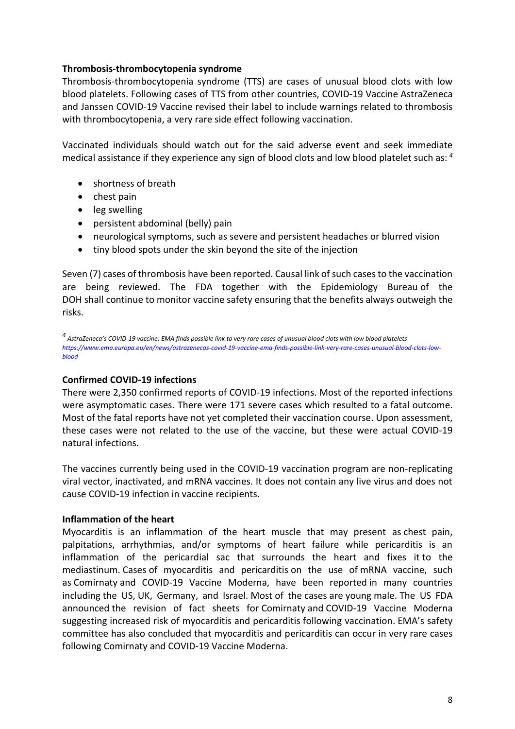**Thrombosis-thrombocytopenia syndrome**

Thrombosis-thrombocytopenia syndrome (TTS) are cases of unusual blood clots with low blood platelets. Following cases of TTS from other countries, COVID-19 Vaccine AstraZeneca and Janssen COVID-19 Vaccine revised their label to include warnings related to thrombosis with thrombocytopenia, a very rare side effect following vaccination.

Vaccinated individuals should watch out for the said adverse event and seek immediate medical assistance if they experience any sign of blood clots and low blood platelet such as: [4]

- shortness of breath
- chest pain
- leg swelling
- persistent abdominal (belly) pain
- neurological symptoms, such as severe and persistent headaches or blurred vision
- tiny blood spots under the skin beyond the site of the injection

Seven (7) cases of thrombosis have been reported. Causal link of such cases to the vaccination are being reviewed. The FDA together with the Epidemiology Bureau of the DOH shall continue to monitor vaccine safety ensuring that the benefits always outweigh the risks.

[4] *AstraZeneca's COVID-19 vaccine: EMA finds possible link to very rare cases of unusual blood clots with low blood platelets https://www.ema.europa.eu/en/news/astrazenecas-covid-19-vaccine-ema-finds-possible-link-very-rare-cases-unusual-blood-clots-low-blood*

**Confirmed COVID-19 infections**

There were 2,350 confirmed reports of COVID-19 infections. Most of the reported infections were asymptomatic cases. There were 171 severe cases which resulted to a fatal outcome. Most of the fatal reports have not yet completed their vaccination course. Upon assessment, these cases were not related to the use of the vaccine, but these were actual COVID-19 natural infections.

The vaccines currently being used in the COVID-19 vaccination program are non-replicating viral vector, inactivated, and mRNA vaccines. It does not contain any live virus and does not cause COVID-19 infection in vaccine recipients.

**Inflammation of the heart**

Myocarditis is an inflammation of the heart muscle that may present as chest pain, palpitations, arrhythmias, and/or symptoms of heart failure while pericarditis is an inflammation of the pericardial sac that surrounds the heart and fixes it to the mediastinum. Cases of myocarditis and pericarditis on the use of mRNA vaccine, such as Comirnaty and COVID-19 Vaccine Moderna, have been reported in many countries including the US, UK, Germany, and Israel. Most of the cases are young male. The US FDA announced the revision of fact sheets for Comirnaty and COVID-19 Vaccine Moderna suggesting increased risk of myocarditis and pericarditis following vaccination. EMA's safety committee has also concluded that myocarditis and pericarditis can occur in very rare cases following Comirnaty and COVID-19 Vaccine Moderna.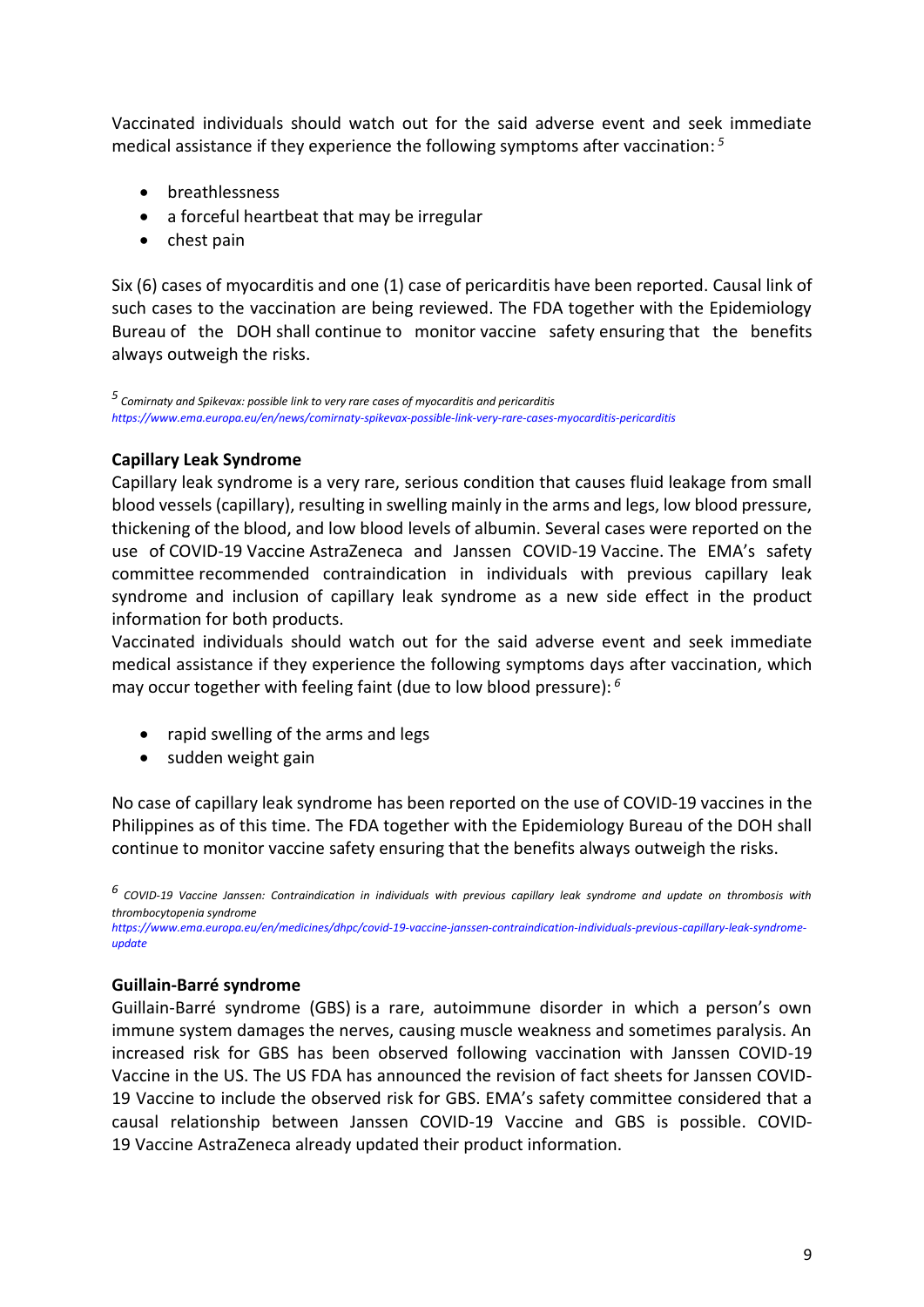Vaccinated individuals should watch out for the said adverse event and seek immediate medical assistance if they experience the following symptoms after vaccination: [5]

- breathlessness
- a forceful heartbeat that may be irregular
- chest pain

Six (6) cases of myocarditis and one (1) case of pericarditis have been reported. Causal link of such cases to the vaccination are being reviewed. The FDA together with the Epidemiology Bureau of the DOH shall continue to monitor vaccine safety ensuring that the benefits always outweigh the risks.

[5] *Comirnaty and Spikevax: possible link to very rare cases of myocarditis and pericarditis*
*https://www.ema.europa.eu/en/news/comirnaty-spikevax-possible-link-very-rare-cases-myocarditis-pericarditis*

**Capillary Leak Syndrome**

Capillary leak syndrome is a very rare, serious condition that causes fluid leakage from small blood vessels (capillary), resulting in swelling mainly in the arms and legs, low blood pressure, thickening of the blood, and low blood levels of albumin. Several cases were reported on the use of COVID-19 Vaccine AstraZeneca and Janssen COVID-19 Vaccine. The EMA's safety committee recommended contraindication in individuals with previous capillary leak syndrome and inclusion of capillary leak syndrome as a new side effect in the product information for both products.

Vaccinated individuals should watch out for the said adverse event and seek immediate medical assistance if they experience the following symptoms days after vaccination, which may occur together with feeling faint (due to low blood pressure): [6]

- rapid swelling of the arms and legs
- sudden weight gain

No case of capillary leak syndrome has been reported on the use of COVID-19 vaccines in the Philippines as of this time. The FDA together with the Epidemiology Bureau of the DOH shall continue to monitor vaccine safety ensuring that the benefits always outweigh the risks.

[6] *COVID-19 Vaccine Janssen: Contraindication in individuals with previous capillary leak syndrome and update on thrombosis with thrombocytopenia syndrome*
*https://www.ema.europa.eu/en/medicines/dhpc/covid-19-vaccine-janssen-contraindication-individuals-previous-capillary-leak-syndrome-update*

**Guillain-Barré syndrome**

Guillain-Barré syndrome (GBS) is a rare, autoimmune disorder in which a person's own immune system damages the nerves, causing muscle weakness and sometimes paralysis. An increased risk for GBS has been observed following vaccination with Janssen COVID-19 Vaccine in the US. The US FDA has announced the revision of fact sheets for Janssen COVID-19 Vaccine to include the observed risk for GBS. EMA's safety committee considered that a causal relationship between Janssen COVID-19 Vaccine and GBS is possible. COVID-19 Vaccine AstraZeneca already updated their product information.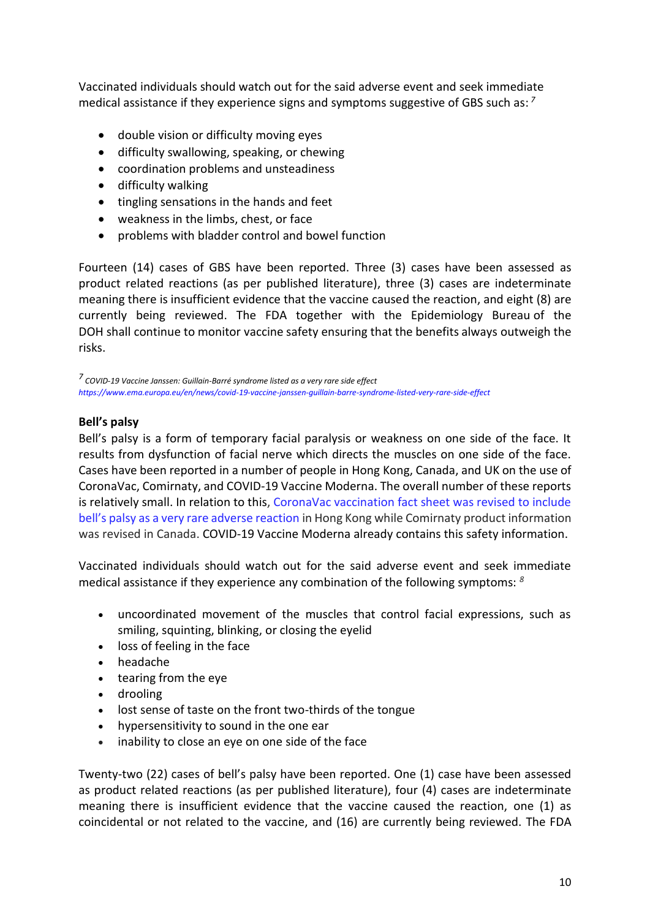Vaccinated individuals should watch out for the said adverse event and seek immediate medical assistance if they experience signs and symptoms suggestive of GBS such as: [7]

- double vision or difficulty moving eyes
- difficulty swallowing, speaking, or chewing
- coordination problems and unsteadiness
- difficulty walking
- tingling sensations in the hands and feet
- weakness in the limbs, chest, or face
- problems with bladder control and bowel function

Fourteen (14) cases of GBS have been reported. Three (3) cases have been assessed as product related reactions (as per published literature), three (3) cases are indeterminate meaning there is insufficient evidence that the vaccine caused the reaction, and eight (8) are currently being reviewed. The FDA together with the Epidemiology Bureau of the DOH shall continue to monitor vaccine safety ensuring that the benefits always outweigh the risks.

[7] *COVID-19 Vaccine Janssen: Guillain-Barré syndrome listed as a very rare side effect*
*https://www.ema.europa.eu/en/news/covid-19-vaccine-janssen-guillain-barre-syndrome-listed-very-rare-side-effect*

**Bell's palsy**

Bell's palsy is a form of temporary facial paralysis or weakness on one side of the face. It results from dysfunction of facial nerve which directs the muscles on one side of the face. Cases have been reported in a number of people in Hong Kong, Canada, and UK on the use of CoronaVac, Comirnaty, and COVID-19 Vaccine Moderna. The overall number of these reports is relatively small. In relation to this, CoronaVac vaccination fact sheet was revised to include bell's palsy as a very rare adverse reaction in Hong Kong while Comirnaty product information was revised in Canada. COVID-19 Vaccine Moderna already contains this safety information.

Vaccinated individuals should watch out for the said adverse event and seek immediate medical assistance if they experience any combination of the following symptoms: [8]

- uncoordinated movement of the muscles that control facial expressions, such as smiling, squinting, blinking, or closing the eyelid
- loss of feeling in the face
- headache
- tearing from the eye
- drooling
- lost sense of taste on the front two-thirds of the tongue
- hypersensitivity to sound in the one ear
- inability to close an eye on one side of the face

Twenty-two (22) cases of bell's palsy have been reported. One (1) case have been assessed as product related reactions (as per published literature), four (4) cases are indeterminate meaning there is insufficient evidence that the vaccine caused the reaction, one (1) as coincidental or not related to the vaccine, and (16) are currently being reviewed. The FDA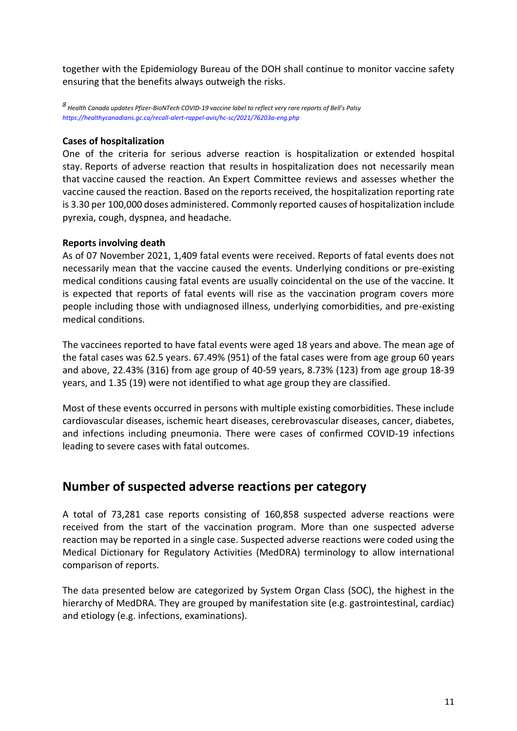together with the Epidemiology Bureau of the DOH shall continue to monitor vaccine safety ensuring that the benefits always outweigh the risks.

[8] *Health Canada updates Pfizer-BioNTech COVID-19 vaccine label to reflect very rare reports of Bell's Palsy*
*https://healthycanadians.gc.ca/recall-alert-rappel-avis/hc-sc/2021/76203a-eng.php*

**Cases of hospitalization**

One of the criteria for serious adverse reaction is hospitalization or extended hospital stay. Reports of adverse reaction that results in hospitalization does not necessarily mean that vaccine caused the reaction. An Expert Committee reviews and assesses whether the vaccine caused the reaction. Based on the reports received, the hospitalization reporting rate is 3.30 per 100,000 doses administered. Commonly reported causes of hospitalization include pyrexia, cough, dyspnea, and headache.

**Reports involving death**

As of 07 November 2021, 1,409 fatal events were received. Reports of fatal events does not necessarily mean that the vaccine caused the events. Underlying conditions or pre-existing medical conditions causing fatal events are usually coincidental on the use of the vaccine. It is expected that reports of fatal events will rise as the vaccination program covers more people including those with undiagnosed illness, underlying comorbidities, and pre-existing medical conditions.

The vaccinees reported to have fatal events were aged 18 years and above. The mean age of the fatal cases was 62.5 years. 67.49% (951) of the fatal cases were from age group 60 years and above, 22.43% (316) from age group of 40-59 years, 8.73% (123) from age group 18-39 years, and 1.35 (19) were not identified to what age group they are classified.

Most of these events occurred in persons with multiple existing comorbidities. These include cardiovascular diseases, ischemic heart diseases, cerebrovascular diseases, cancer, diabetes, and infections including pneumonia. There were cases of confirmed COVID-19 infections leading to severe cases with fatal outcomes.

## Number of suspected adverse reactions per category

A total of 73,281 case reports consisting of 160,858 suspected adverse reactions were received from the start of the vaccination program. More than one suspected adverse reaction may be reported in a single case. Suspected adverse reactions were coded using the Medical Dictionary for Regulatory Activities (MedDRA) terminology to allow international comparison of reports.

The data presented below are categorized by System Organ Class (SOC), the highest in the hierarchy of MedDRA. They are grouped by manifestation site (e.g. gastrointestinal, cardiac) and etiology (e.g. infections, examinations).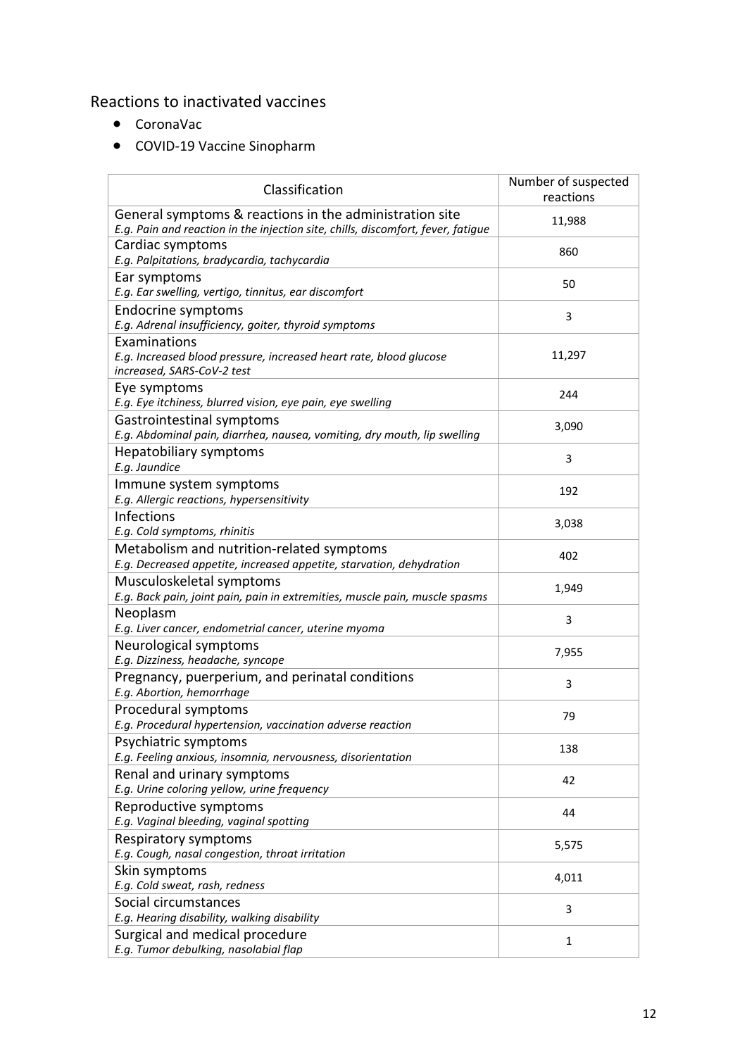## Reactions to inactivated vaccines

- CoronaVac
- COVID-19 Vaccine Sinopharm

| Classification | Number of suspected reactions |
|---|---|
| General symptoms & reactions in the administration site<br>*E.g. Pain and reaction in the injection site, chills, discomfort, fever, fatigue* | 11,988 |
| Cardiac symptoms<br>*E.g. Palpitations, bradycardia, tachycardia* | 860 |
| Ear symptoms<br>*E.g. Ear swelling, vertigo, tinnitus, ear discomfort* | 50 |
| Endocrine symptoms<br>*E.g. Adrenal insufficiency, goiter, thyroid symptoms* | 3 |
| Examinations<br>*E.g. Increased blood pressure, increased heart rate, blood glucose increased, SARS-CoV-2 test* | 11,297 |
| Eye symptoms<br>*E.g. Eye itchiness, blurred vision, eye pain, eye swelling* | 244 |
| Gastrointestinal symptoms<br>*E.g. Abdominal pain, diarrhea, nausea, vomiting, dry mouth, lip swelling* | 3,090 |
| Hepatobiliary symptoms<br>*E.g. Jaundice* | 3 |
| Immune system symptoms<br>*E.g. Allergic reactions, hypersensitivity* | 192 |
| Infections<br>*E.g. Cold symptoms, rhinitis* | 3,038 |
| Metabolism and nutrition-related symptoms<br>*E.g. Decreased appetite, increased appetite, starvation, dehydration* | 402 |
| Musculoskeletal symptoms<br>*E.g. Back pain, joint pain, pain in extremities, muscle pain, muscle spasms* | 1,949 |
| Neoplasm<br>*E.g. Liver cancer, endometrial cancer, uterine myoma* | 3 |
| Neurological symptoms<br>*E.g. Dizziness, headache, syncope* | 7,955 |
| Pregnancy, puerperium, and perinatal conditions<br>*E.g. Abortion, hemorrhage* | 3 |
| Procedural symptoms<br>*E.g. Procedural hypertension, vaccination adverse reaction* | 79 |
| Psychiatric symptoms<br>*E.g. Feeling anxious, insomnia, nervousness, disorientation* | 138 |
| Renal and urinary symptoms<br>*E.g. Urine coloring yellow, urine frequency* | 42 |
| Reproductive symptoms<br>*E.g. Vaginal bleeding, vaginal spotting* | 44 |
| Respiratory symptoms<br>*E.g. Cough, nasal congestion, throat irritation* | 5,575 |
| Skin symptoms<br>*E.g. Cold sweat, rash, redness* | 4,011 |
| Social circumstances<br>*E.g. Hearing disability, walking disability* | 3 |
| Surgical and medical procedure<br>*E.g. Tumor debulking, nasolabial flap* | 1 |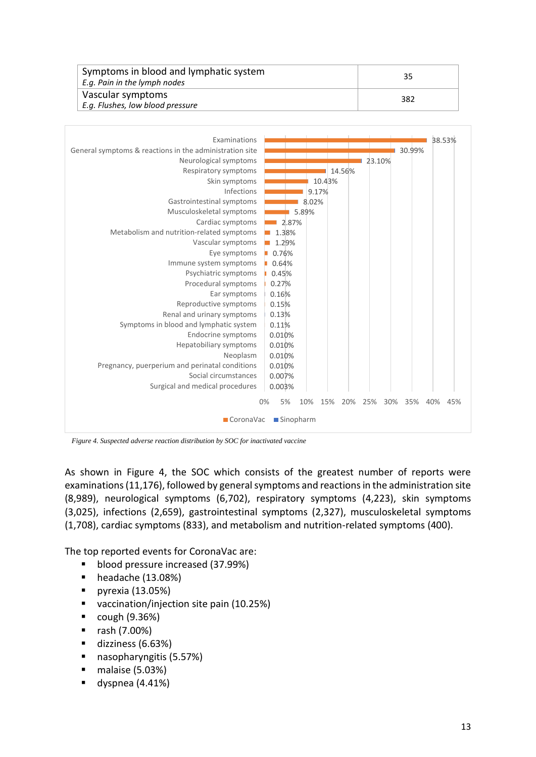| Symptoms in blood and lymphatic system<br>*E.g. Pain in the lymph nodes* | 35 |
|---|---|
| Vascular symptoms<br>*E.g. Flushes, low blood pressure* | 382 |

| SOC | CoronaVac |
|---|---|
| Examinations | 38.53% |
| General symptoms & reactions in the administration site | 30.99% |
| Neurological symptoms | 23.10% |
| Respiratory symptoms | 14.56% |
| Skin symptoms | 10.43% |
| Infections | 9.17% |
| Gastrointestinal symptoms | 8.02% |
| Musculoskeletal symptoms | 5.89% |
| Cardiac symptoms | 2.87% |
| Metabolism and nutrition-related symptoms | 1.38% |
| Vascular symptoms | 1.29% |
| Eye symptoms | 0.76% |
| Immune system symptoms | 0.64% |
| Psychiatric symptoms | 0.45% |
| Procedural symptoms | 0.27% |
| Ear symptoms | 0.16% |
| Reproductive symptoms | 0.15% |
| Renal and urinary symptoms | 0.13% |
| Symptoms in blood and lymphatic system | 0.11% |
| Endocrine symptoms | 0.010% |
| Hepatobiliary symptoms | 0.010% |
| Neoplasm | 0.010% |
| Pregnancy, puerperium and perinatal conditions | 0.010% |
| Social circumstances | 0.007% |
| Surgical and medical procedures | 0.003% |

*Figure 4. Suspected adverse reaction distribution by SOC for inactivated vaccine*

As shown in Figure 4, the SOC which consists of the greatest number of reports were examinations (11,176), followed by general symptoms and reactions in the administration site (8,989), neurological symptoms (6,702), respiratory symptoms (4,223), skin symptoms (3,025), infections (2,659), gastrointestinal symptoms (2,327), musculoskeletal symptoms (1,708), cardiac symptoms (833), and metabolism and nutrition-related symptoms (400).

The top reported events for CoronaVac are:

- blood pressure increased (37.99%)
- headache (13.08%)
- pyrexia (13.05%)
- vaccination/injection site pain (10.25%)
- cough (9.36%)
- rash (7.00%)
- dizziness (6.63%)
- nasopharyngitis (5.57%)
- malaise (5.03%)
- dyspnea (4.41%)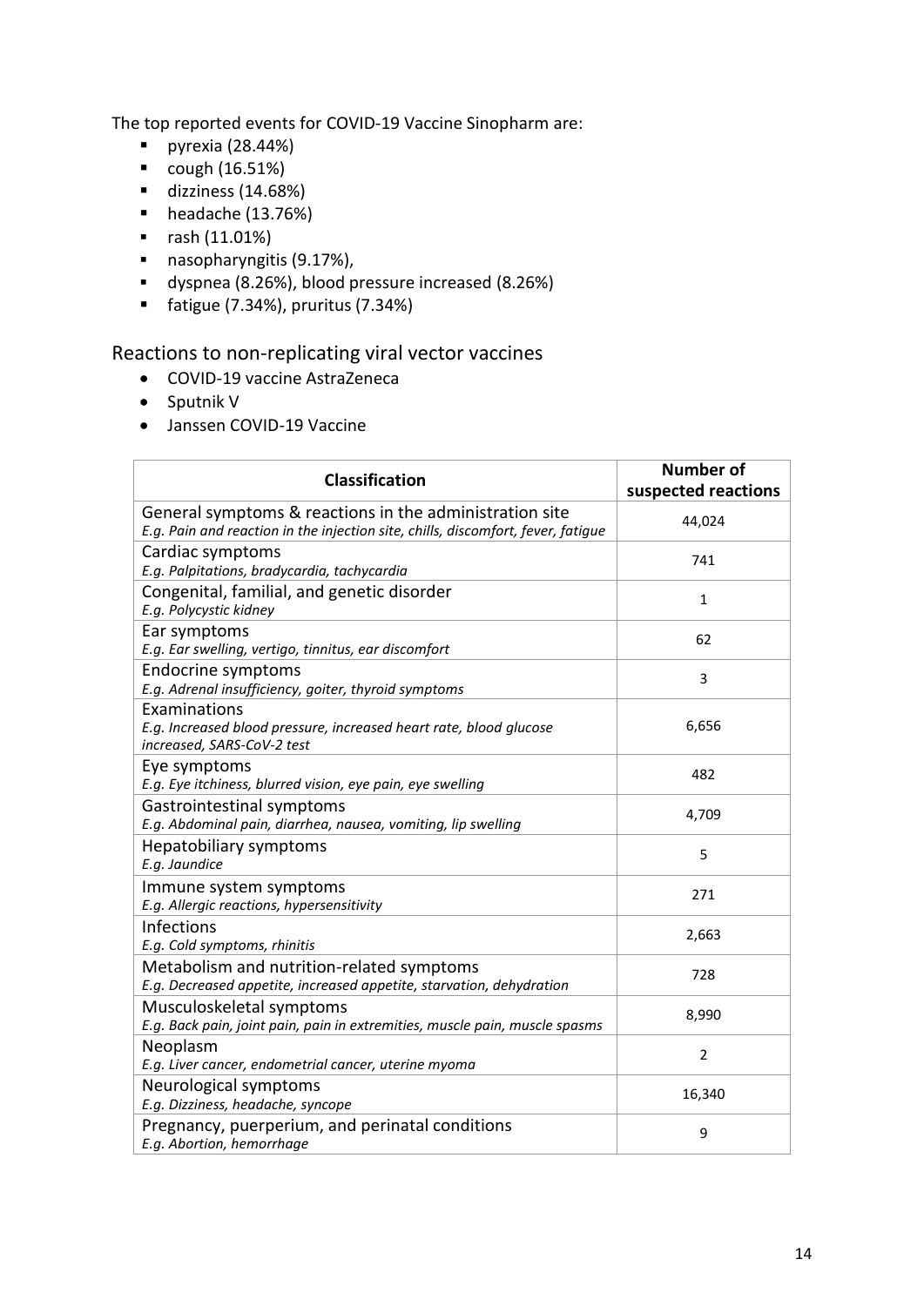The top reported events for COVID-19 Vaccine Sinopharm are:

- pyrexia (28.44%)
- cough (16.51%)
- dizziness (14.68%)
- headache (13.76%)
- rash (11.01%)
- nasopharyngitis (9.17%),
- dyspnea (8.26%), blood pressure increased (8.26%)
- fatigue (7.34%), pruritus (7.34%)

## Reactions to non-replicating viral vector vaccines

- COVID-19 vaccine AstraZeneca
- Sputnik V
- Janssen COVID-19 Vaccine

| Classification | Number of suspected reactions |
|---|---|
| General symptoms & reactions in the administration site<br>*E.g. Pain and reaction in the injection site, chills, discomfort, fever, fatigue* | 44,024 |
| Cardiac symptoms<br>*E.g. Palpitations, bradycardia, tachycardia* | 741 |
| Congenital, familial, and genetic disorder<br>*E.g. Polycystic kidney* | 1 |
| Ear symptoms<br>*E.g. Ear swelling, vertigo, tinnitus, ear discomfort* | 62 |
| Endocrine symptoms<br>*E.g. Adrenal insufficiency, goiter, thyroid symptoms* | 3 |
| Examinations<br>*E.g. Increased blood pressure, increased heart rate, blood glucose increased, SARS-CoV-2 test* | 6,656 |
| Eye symptoms<br>*E.g. Eye itchiness, blurred vision, eye pain, eye swelling* | 482 |
| Gastrointestinal symptoms<br>*E.g. Abdominal pain, diarrhea, nausea, vomiting, lip swelling* | 4,709 |
| Hepatobiliary symptoms<br>*E.g. Jaundice* | 5 |
| Immune system symptoms<br>*E.g. Allergic reactions, hypersensitivity* | 271 |
| Infections<br>*E.g. Cold symptoms, rhinitis* | 2,663 |
| Metabolism and nutrition-related symptoms<br>*E.g. Decreased appetite, increased appetite, starvation, dehydration* | 728 |
| Musculoskeletal symptoms<br>*E.g. Back pain, joint pain, pain in extremities, muscle pain, muscle spasms* | 8,990 |
| Neoplasm<br>*E.g. Liver cancer, endometrial cancer, uterine myoma* | 2 |
| Neurological symptoms<br>*E.g. Dizziness, headache, syncope* | 16,340 |
| Pregnancy, puerperium, and perinatal conditions<br>*E.g. Abortion, hemorrhage* | 9 |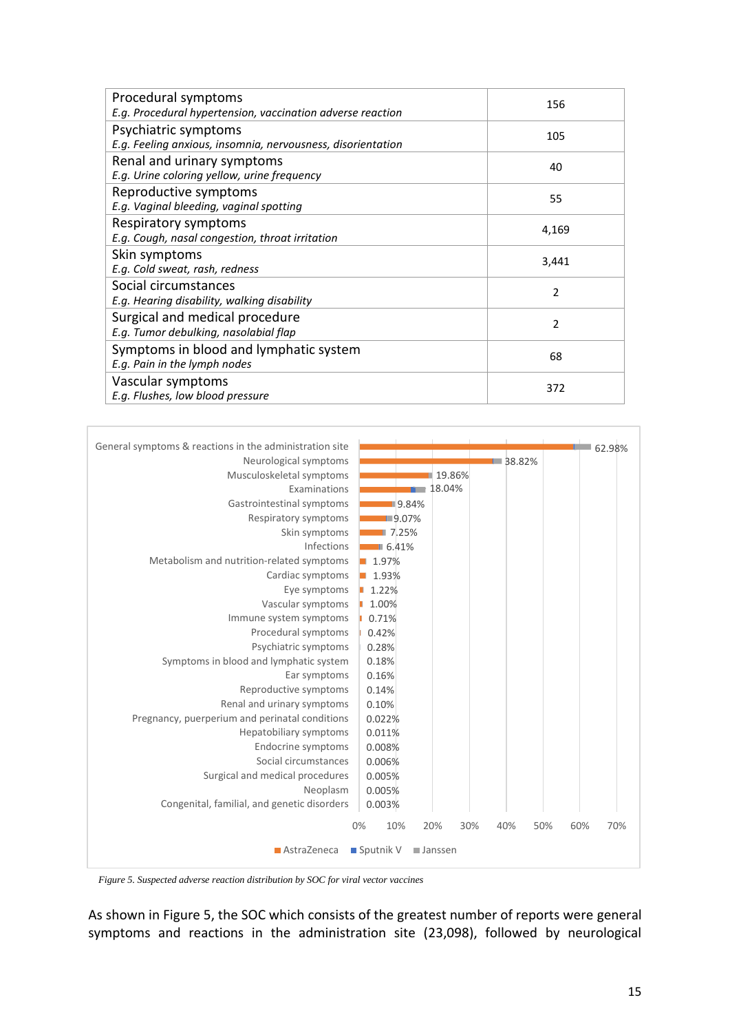| Procedural symptoms<br>*E.g. Procedural hypertension, vaccination adverse reaction* | 156 |
|---|---|
| Psychiatric symptoms<br>*E.g. Feeling anxious, insomnia, nervousness, disorientation* | 105 |
| Renal and urinary symptoms<br>*E.g. Urine coloring yellow, urine frequency* | 40 |
| Reproductive symptoms<br>*E.g. Vaginal bleeding, vaginal spotting* | 55 |
| Respiratory symptoms<br>*E.g. Cough, nasal congestion, throat irritation* | 4,169 |
| Skin symptoms<br>*E.g. Cold sweat, rash, redness* | 3,441 |
| Social circumstances<br>*E.g. Hearing disability, walking disability* | 2 |
| Surgical and medical procedure<br>*E.g. Tumor debulking, nasolabial flap* | 2 |
| Symptoms in blood and lymphatic system<br>*E.g. Pain in the lymph nodes* | 68 |
| Vascular symptoms<br>*E.g. Flushes, low blood pressure* | 372 |

| SOC | Percentage |
|---|---|
| General symptoms & reactions in the administration site | 62.98% |
| Neurological symptoms | 38.82% |
| Musculoskeletal symptoms | 19.86% |
| Examinations | 18.04% |
| Gastrointestinal symptoms | 9.84% |
| Respiratory symptoms | 9.07% |
| Skin symptoms | 7.25% |
| Infections | 6.41% |
| Metabolism and nutrition-related symptoms | 1.97% |
| Cardiac symptoms | 1.93% |
| Eye symptoms | 1.22% |
| Vascular symptoms | 1.00% |
| Immune system symptoms | 0.71% |
| Procedural symptoms | 0.42% |
| Psychiatric symptoms | 0.28% |
| Symptoms in blood and lymphatic system | 0.18% |
| Ear symptoms | 0.16% |
| Reproductive symptoms | 0.14% |
| Renal and urinary symptoms | 0.10% |
| Pregnancy, puerperium and perinatal conditions | 0.022% |
| Hepatobiliary symptoms | 0.011% |
| Endocrine symptoms | 0.008% |
| Social circumstances | 0.006% |
| Surgical and medical procedures | 0.005% |
| Neoplasm | 0.005% |
| Congenital, familial, and genetic disorders | 0.003% |

AstraZeneca · Sputnik V · Janssen

*Figure 5. Suspected adverse reaction distribution by SOC for viral vector vaccines*

As shown in Figure 5, the SOC which consists of the greatest number of reports were general symptoms and reactions in the administration site (23,098), followed by neurological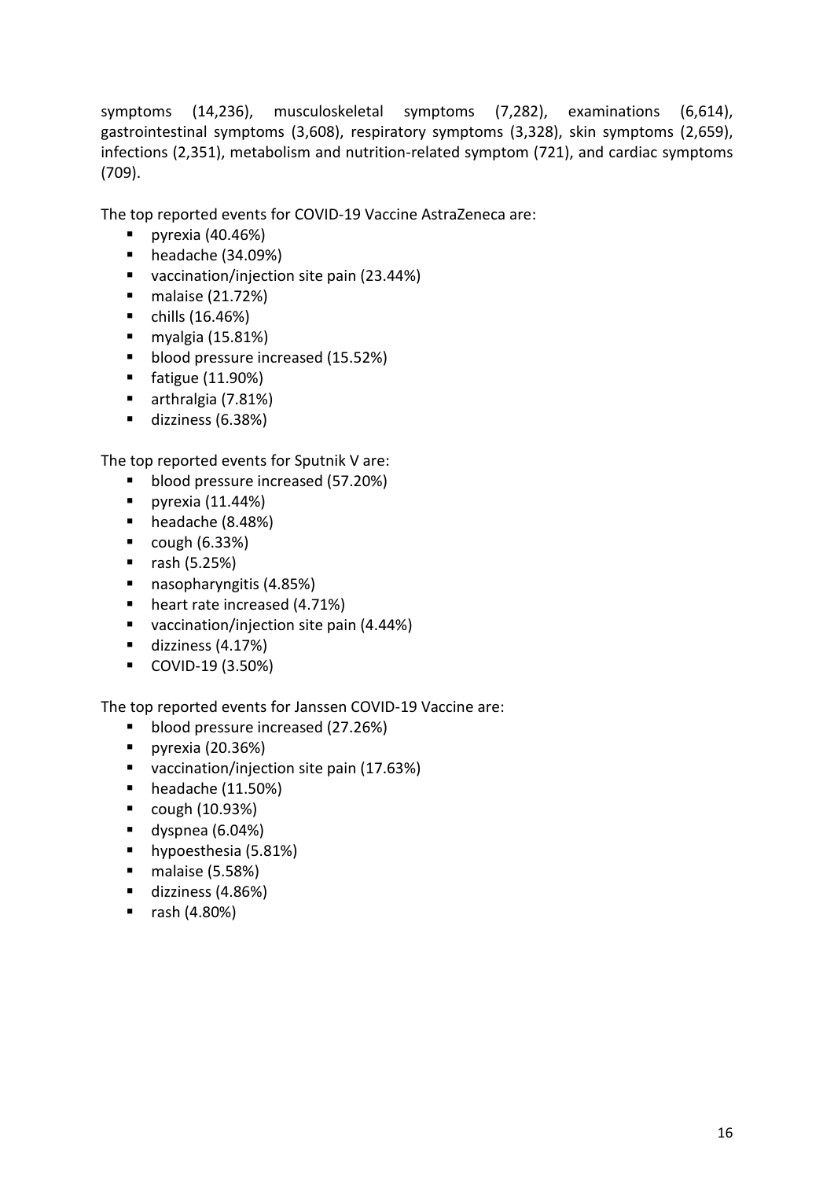symptoms (14,236), musculoskeletal symptoms (7,282), examinations (6,614), gastrointestinal symptoms (3,608), respiratory symptoms (3,328), skin symptoms (2,659), infections (2,351), metabolism and nutrition-related symptom (721), and cardiac symptoms (709).

The top reported events for COVID-19 Vaccine AstraZeneca are:

- pyrexia (40.46%)
- headache (34.09%)
- vaccination/injection site pain (23.44%)
- malaise (21.72%)
- chills (16.46%)
- myalgia (15.81%)
- blood pressure increased (15.52%)
- fatigue (11.90%)
- arthralgia (7.81%)
- dizziness (6.38%)

The top reported events for Sputnik V are:

- blood pressure increased (57.20%)
- pyrexia (11.44%)
- headache (8.48%)
- cough (6.33%)
- rash (5.25%)
- nasopharyngitis (4.85%)
- heart rate increased (4.71%)
- vaccination/injection site pain (4.44%)
- dizziness (4.17%)
- COVID-19 (3.50%)

The top reported events for Janssen COVID-19 Vaccine are:

- blood pressure increased (27.26%)
- pyrexia (20.36%)
- vaccination/injection site pain (17.63%)
- headache (11.50%)
- cough (10.93%)
- dyspnea (6.04%)
- hypoesthesia (5.81%)
- malaise (5.58%)
- dizziness (4.86%)
- rash (4.80%)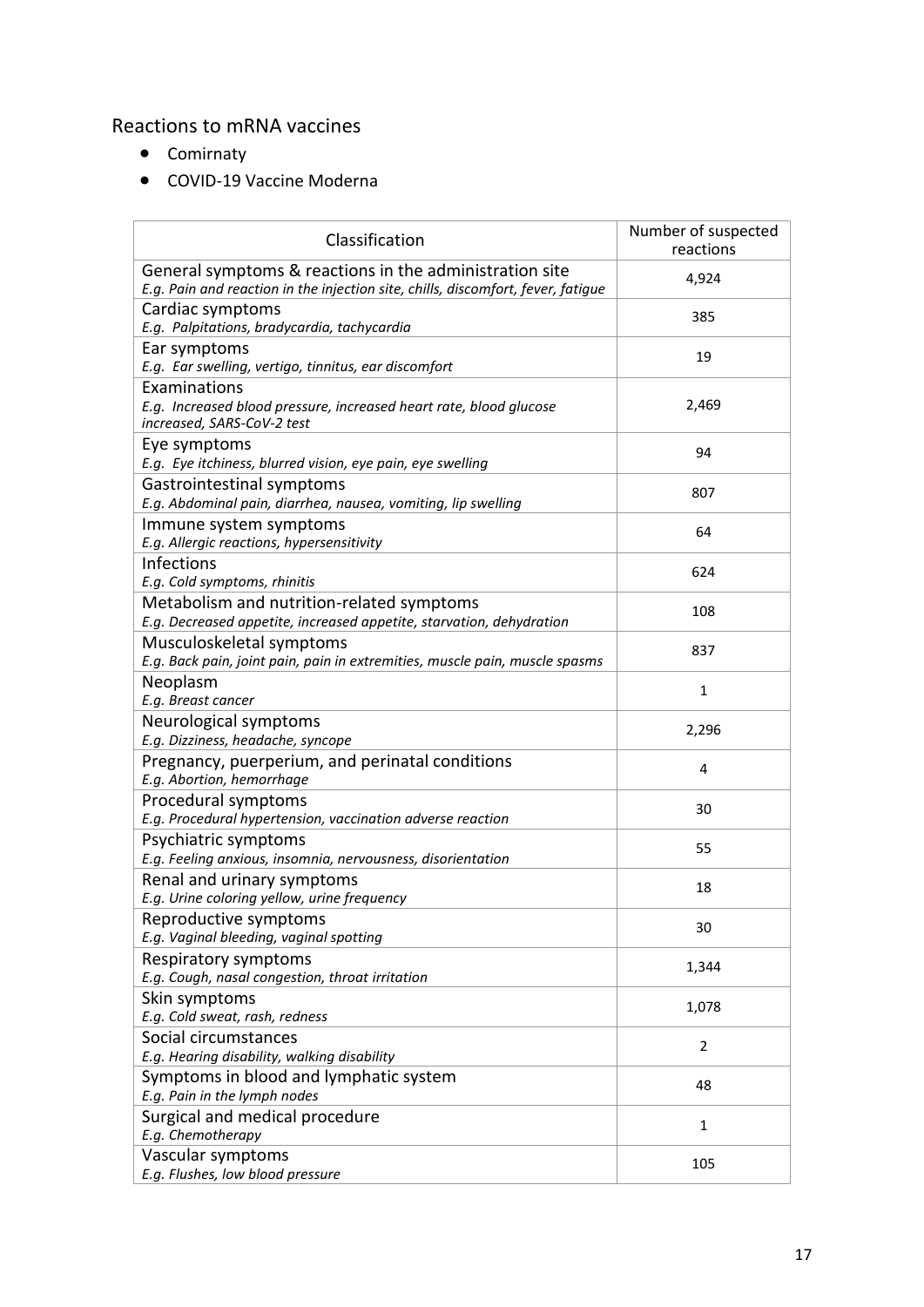## Reactions to mRNA vaccines

- Comirnaty
- COVID-19 Vaccine Moderna

| Classification | Number of suspected reactions |
|---|---|
| General symptoms & reactions in the administration site<br>*E.g. Pain and reaction in the injection site, chills, discomfort, fever, fatigue* | 4,924 |
| Cardiac symptoms<br>*E.g. Palpitations, bradycardia, tachycardia* | 385 |
| Ear symptoms<br>*E.g. Ear swelling, vertigo, tinnitus, ear discomfort* | 19 |
| Examinations<br>*E.g. Increased blood pressure, increased heart rate, blood glucose increased, SARS-CoV-2 test* | 2,469 |
| Eye symptoms<br>*E.g. Eye itchiness, blurred vision, eye pain, eye swelling* | 94 |
| Gastrointestinal symptoms<br>*E.g. Abdominal pain, diarrhea, nausea, vomiting, lip swelling* | 807 |
| Immune system symptoms<br>*E.g. Allergic reactions, hypersensitivity* | 64 |
| Infections<br>*E.g. Cold symptoms, rhinitis* | 624 |
| Metabolism and nutrition-related symptoms<br>*E.g. Decreased appetite, increased appetite, starvation, dehydration* | 108 |
| Musculoskeletal symptoms<br>*E.g. Back pain, joint pain, pain in extremities, muscle pain, muscle spasms* | 837 |
| Neoplasm<br>*E.g. Breast cancer* | 1 |
| Neurological symptoms<br>*E.g. Dizziness, headache, syncope* | 2,296 |
| Pregnancy, puerperium, and perinatal conditions<br>*E.g. Abortion, hemorrhage* | 4 |
| Procedural symptoms<br>*E.g. Procedural hypertension, vaccination adverse reaction* | 30 |
| Psychiatric symptoms<br>*E.g. Feeling anxious, insomnia, nervousness, disorientation* | 55 |
| Renal and urinary symptoms<br>*E.g. Urine coloring yellow, urine frequency* | 18 |
| Reproductive symptoms<br>*E.g. Vaginal bleeding, vaginal spotting* | 30 |
| Respiratory symptoms<br>*E.g. Cough, nasal congestion, throat irritation* | 1,344 |
| Skin symptoms<br>*E.g. Cold sweat, rash, redness* | 1,078 |
| Social circumstances<br>*E.g. Hearing disability, walking disability* | 2 |
| Symptoms in blood and lymphatic system<br>*E.g. Pain in the lymph nodes* | 48 |
| Surgical and medical procedure<br>*E.g. Chemotherapy* | 1 |
| Vascular symptoms<br>*E.g. Flushes, low blood pressure* | 105 |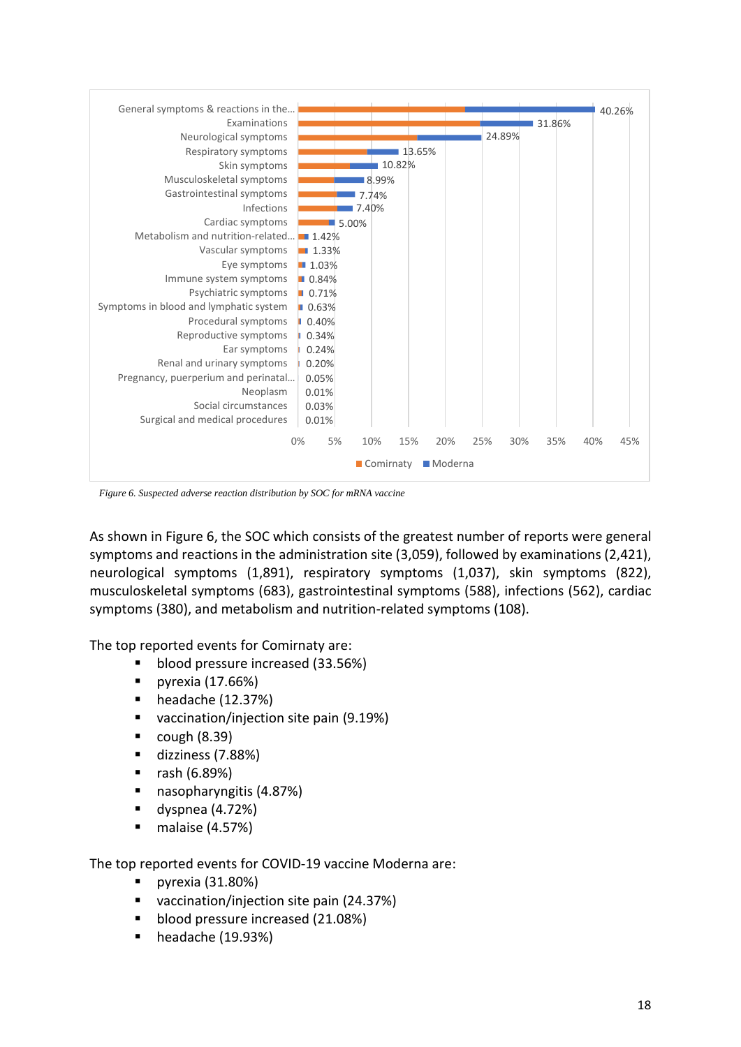| SOC | % |
|---|---|
| General symptoms & reactions in the... | 40.26% |
| Examinations | 31.86% |
| Neurological symptoms | 24.89% |
| Respiratory symptoms | 13.65% |
| Skin symptoms | 10.82% |
| Musculoskeletal symptoms | 8.99% |
| Gastrointestinal symptoms | 7.74% |
| Infections | 7.40% |
| Cardiac symptoms | 5.00% |
| Metabolism and nutrition-related... | 1.42% |
| Vascular symptoms | 1.33% |
| Eye symptoms | 1.03% |
| Immune system symptoms | 0.84% |
| Psychiatric symptoms | 0.71% |
| Symptoms in blood and lymphatic system | 0.63% |
| Procedural symptoms | 0.40% |
| Reproductive symptoms | 0.34% |
| Ear symptoms | 0.24% |
| Renal and urinary symptoms | 0.20% |
| Pregnancy, puerperium and perinatal... | 0.05% |
| Neoplasm | 0.01% |
| Social circumstances | 0.03% |
| Surgical and medical procedures | 0.01% |

Comirnaty / Moderna

*Figure 6. Suspected adverse reaction distribution by SOC for mRNA vaccine*

As shown in Figure 6, the SOC which consists of the greatest number of reports were general symptoms and reactions in the administration site (3,059), followed by examinations (2,421), neurological symptoms (1,891), respiratory symptoms (1,037), skin symptoms (822), musculoskeletal symptoms (683), gastrointestinal symptoms (588), infections (562), cardiac symptoms (380), and metabolism and nutrition-related symptoms (108).

The top reported events for Comirnaty are:

- blood pressure increased (33.56%)
- pyrexia (17.66%)
- headache (12.37%)
- vaccination/injection site pain (9.19%)
- cough (8.39)
- dizziness (7.88%)
- rash (6.89%)
- nasopharyngitis (4.87%)
- dyspnea (4.72%)
- malaise (4.57%)

The top reported events for COVID-19 vaccine Moderna are:

- pyrexia (31.80%)
- vaccination/injection site pain (24.37%)
- blood pressure increased (21.08%)
- headache (19.93%)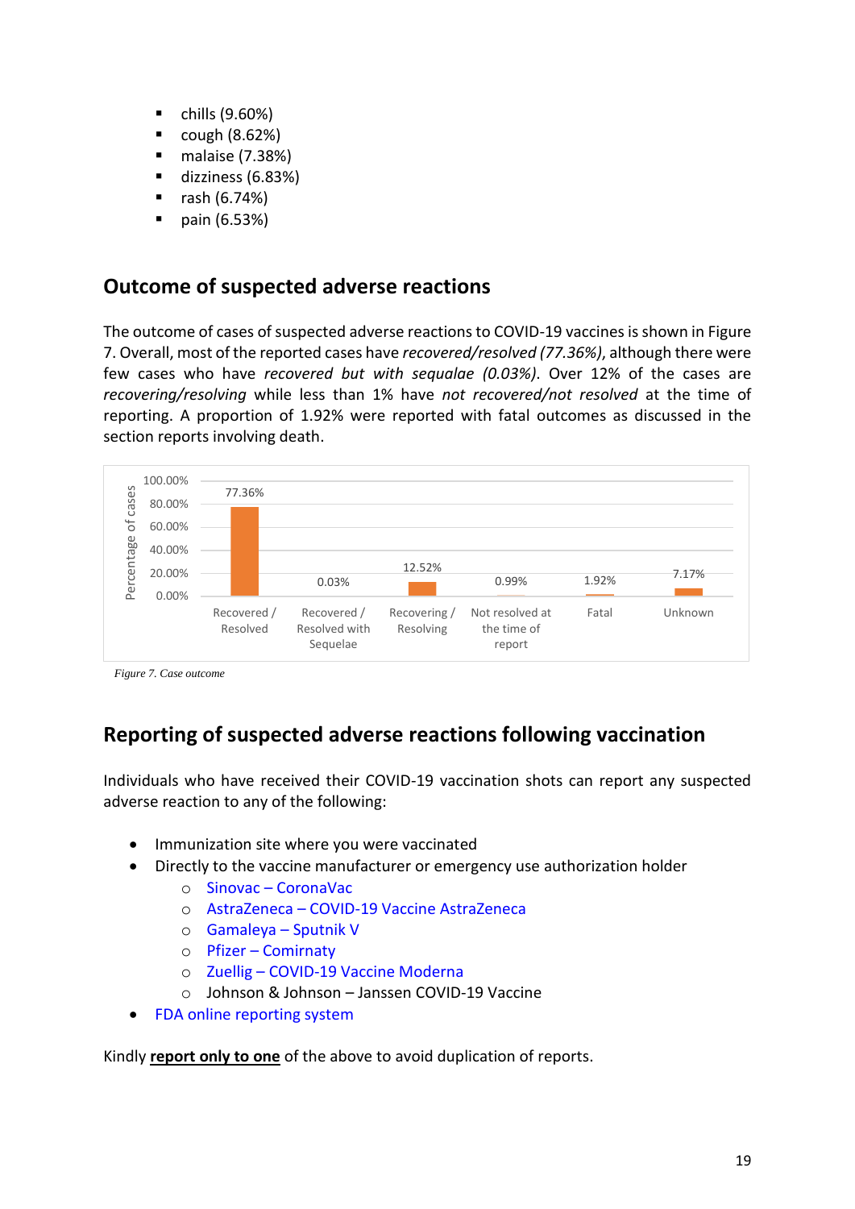- chills (9.60%)
- cough (8.62%)
- malaise (7.38%)
- dizziness (6.83%)
- rash (6.74%)
- pain (6.53%)

## Outcome of suspected adverse reactions

The outcome of cases of suspected adverse reactions to COVID-19 vaccines is shown in Figure 7. Overall, most of the reported cases have *recovered/resolved (77.36%)*, although there were few cases who have *recovered but with sequalae (0.03%)*. Over 12% of the cases are *recovering/resolving* while less than 1% have *not recovered/not resolved* at the time of reporting. A proportion of 1.92% were reported with fatal outcomes as discussed in the section reports involving death.

Percentage of cases

100.00%
80.00%
60.00%
40.00%
20.00%
0.00%

77.36%
0.03%
12.52%
0.99%
1.92%
7.17%

Recovered / Resolved
Recovered / Resolved with Sequelae
Recovering / Resolving
Not resolved at the time of report
Fatal
Unknown

*Figure 7. Case outcome*

## Reporting of suspected adverse reactions following vaccination

Individuals who have received their COVID-19 vaccination shots can report any suspected adverse reaction to any of the following:

- Immunization site where you were vaccinated
- Directly to the vaccine manufacturer or emergency use authorization holder
  - Sinovac – CoronaVac
  - AstraZeneca – COVID-19 Vaccine AstraZeneca
  - Gamaleya – Sputnik V
  - Pfizer – Comirnaty
  - Zuellig – COVID-19 Vaccine Moderna
  - Johnson & Johnson – Janssen COVID-19 Vaccine
- FDA online reporting system

Kindly **report only to one** of the above to avoid duplication of reports.